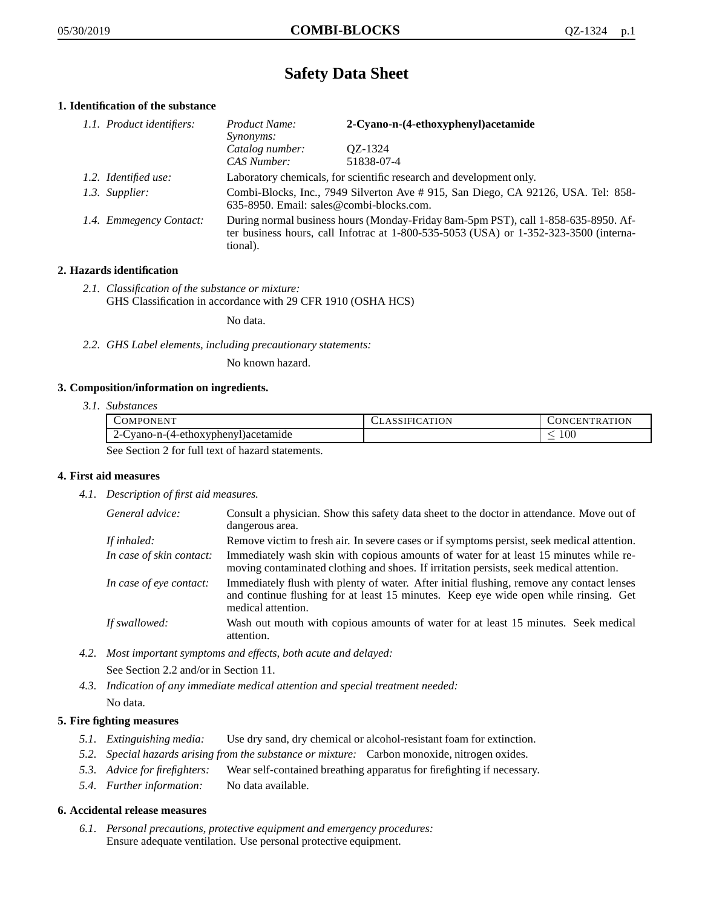# Safety Data Sheet

## 1. Identification of the substance

*1.1. Product identifiers:*

| | |
|---|---|
| *Product Name:* | **2-Cyano-n-(4-ethoxyphenyl)acetamide** |
| *Synonyms:* | |
| *Catalog number:* | QZ-1324 |
| *CAS Number:* | 51838-07-4 |

*1.2. Identified use:* Laboratory chemicals, for scientific research and development only.

*1.3. Supplier:* Combi-Blocks, Inc., 7949 Silverton Ave # 915, San Diego, CA 92126, USA. Tel: 858-635-8950. Email: sales@combi-blocks.com.

*1.4. Emmegency Contact:* During normal business hours (Monday-Friday 8am-5pm PST), call 1-858-635-8950. After business hours, call Infotrac at 1-800-535-5053 (USA) or 1-352-323-3500 (international).

## 2. Hazards identification

*2.1. Classification of the substance or mixture:*
GHS Classification in accordance with 29 CFR 1910 (OSHA HCS)

No data.

*2.2. GHS Label elements, including precautionary statements:*

No known hazard.

## 3. Composition/information on ingredients.

*3.1. Substances*

| Component | Classification | Concentration |
|---|---|---|
| 2-Cyano-n-(4-ethoxyphenyl)acetamide | | $\leq 100$ |

See Section 2 for full text of hazard statements.

## 4. First aid measures

*4.1. Description of first aid measures.*

*General advice:* Consult a physician. Show this safety data sheet to the doctor in attendance. Move out of dangerous area.

*If inhaled:* Remove victim to fresh air. In severe cases or if symptoms persist, seek medical attention.

*In case of skin contact:* Immediately wash skin with copious amounts of water for at least 15 minutes while removing contaminated clothing and shoes. If irritation persists, seek medical attention.

*In case of eye contact:* Immediately flush with plenty of water. After initial flushing, remove any contact lenses and continue flushing for at least 15 minutes. Keep eye wide open while rinsing. Get medical attention.

*If swallowed:* Wash out mouth with copious amounts of water for at least 15 minutes. Seek medical attention.

*4.2. Most important symptoms and effects, both acute and delayed:*
See Section 2.2 and/or in Section 11.

*4.3. Indication of any immediate medical attention and special treatment needed:*
No data.

## 5. Fire fighting measures

*5.1. Extinguishing media:* Use dry sand, dry chemical or alcohol-resistant foam for extinction.

*5.2. Special hazards arising from the substance or mixture:* Carbon monoxide, nitrogen oxides.

*5.3. Advice for firefighters:* Wear self-contained breathing apparatus for firefighting if necessary.

*5.4. Further information:* No data available.

## 6. Accidental release measures

*6.1. Personal precautions, protective equipment and emergency procedures:*
Ensure adequate ventilation. Use personal protective equipment.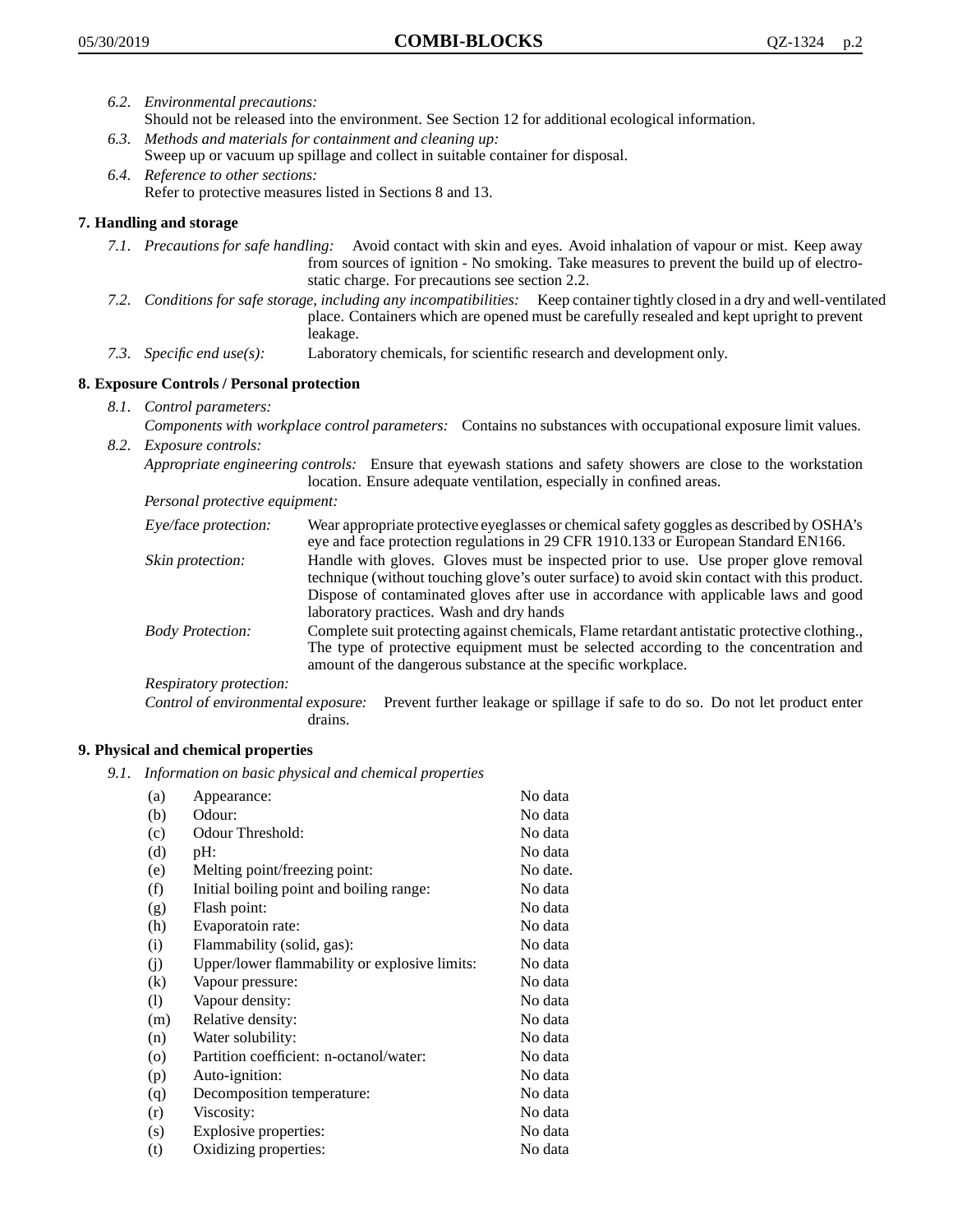*6.2. Environmental precautions:*
Should not be released into the environment. See Section 12 for additional ecological information.

*6.3. Methods and materials for containment and cleaning up:*
Sweep up or vacuum up spillage and collect in suitable container for disposal.

*6.4. Reference to other sections:*
Refer to protective measures listed in Sections 8 and 13.

## 7. Handling and storage

*7.1. Precautions for safe handling:* Avoid contact with skin and eyes. Avoid inhalation of vapour or mist. Keep away from sources of ignition - No smoking. Take measures to prevent the build up of electrostatic charge. For precautions see section 2.2.

*7.2. Conditions for safe storage, including any incompatibilities:* Keep container tightly closed in a dry and well-ventilated place. Containers which are opened must be carefully resealed and kept upright to prevent leakage.

*7.3. Specific end use(s):* Laboratory chemicals, for scientific research and development only.

## 8. Exposure Controls / Personal protection

*8.1. Control parameters:*
*Components with workplace control parameters:* Contains no substances with occupational exposure limit values.

*8.2. Exposure controls:*
*Appropriate engineering controls:* Ensure that eyewash stations and safety showers are close to the workstation location. Ensure adequate ventilation, especially in confined areas.

*Personal protective equipment:*

*Eye/face protection:* Wear appropriate protective eyeglasses or chemical safety goggles as described by OSHA's eye and face protection regulations in 29 CFR 1910.133 or European Standard EN166.

*Skin protection:* Handle with gloves. Gloves must be inspected prior to use. Use proper glove removal technique (without touching glove's outer surface) to avoid skin contact with this product. Dispose of contaminated gloves after use in accordance with applicable laws and good laboratory practices. Wash and dry hands

*Body Protection:* Complete suit protecting against chemicals, Flame retardant antistatic protective clothing., The type of protective equipment must be selected according to the concentration and amount of the dangerous substance at the specific workplace.

*Respiratory protection:*

*Control of environmental exposure:* Prevent further leakage or spillage if safe to do so. Do not let product enter drains.

## 9. Physical and chemical properties

*9.1. Information on basic physical and chemical properties*

| | | |
|---|---|---|
| (a) | Appearance: | No data |
| (b) | Odour: | No data |
| (c) | Odour Threshold: | No data |
| (d) | pH: | No data |
| (e) | Melting point/freezing point: | No date. |
| (f) | Initial boiling point and boiling range: | No data |
| (g) | Flash point: | No data |
| (h) | Evaporatoin rate: | No data |
| (i) | Flammability (solid, gas): | No data |
| (j) | Upper/lower flammability or explosive limits: | No data |
| (k) | Vapour pressure: | No data |
| (l) | Vapour density: | No data |
| (m) | Relative density: | No data |
| (n) | Water solubility: | No data |
| (o) | Partition coefficient: n-octanol/water: | No data |
| (p) | Auto-ignition: | No data |
| (q) | Decomposition temperature: | No data |
| (r) | Viscosity: | No data |
| (s) | Explosive properties: | No data |
| (t) | Oxidizing properties: | No data |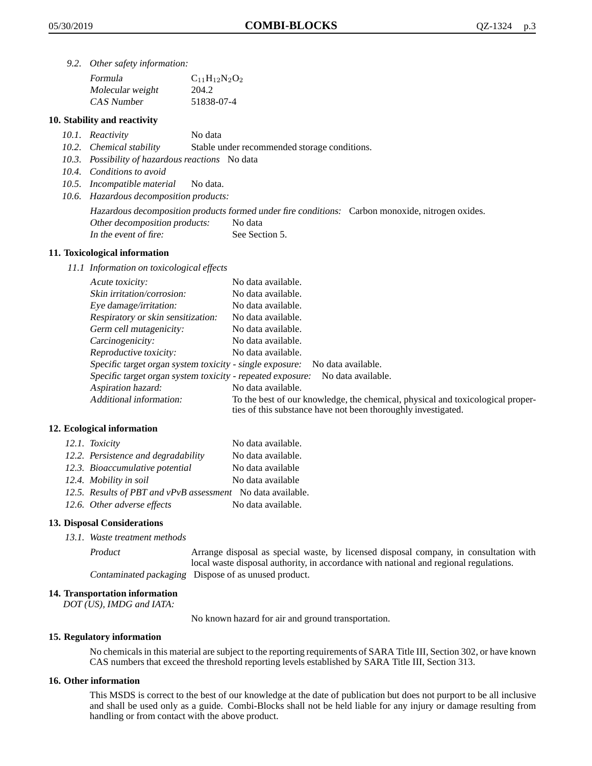*9.2. Other safety information:*

| | |
|---|---|
| *Formula* | $C_{11}H_{12}N_2O_2$ |
| *Molecular weight* | 204.2 |
| *CAS Number* | 51838-07-4 |

## 10. Stability and reactivity

*10.1. Reactivity* No data

*10.2. Chemical stability* Stable under recommended storage conditions.

*10.3. Possibility of hazardous reactions* No data

*10.4. Conditions to avoid*

*10.5. Incompatible material* No data.

*10.6. Hazardous decomposition products:*

*Hazardous decomposition products formed under fire conditions:* Carbon monoxide, nitrogen oxides.

*Other decomposition products:* No data

*In the event of fire:* See Section 5.

## 11. Toxicological information

*11.1 Information on toxicological effects*

| | |
|---|---|
| *Acute toxicity:* | No data available. |
| *Skin irritation/corrosion:* | No data available. |
| *Eye damage/irritation:* | No data available. |
| *Respiratory or skin sensitization:* | No data available. |
| *Germ cell mutagenicity:* | No data available. |
| *Carcinogenicity:* | No data available. |
| *Reproductive toxicity:* | No data available. |
| *Specific target organ system toxicity - single exposure:* | No data available. |
| *Specific target organ system toxicity - repeated exposure:* | No data available. |
| *Aspiration hazard:* | No data available. |
| *Additional information:* | To the best of our knowledge, the chemical, physical and toxicological properties of this substance have not been thoroughly investigated. |

## 12. Ecological information

| | |
|---|---|
| *12.1. Toxicity* | No data available. |
| *12.2. Persistence and degradability* | No data available. |
| *12.3. Bioaccumulative potential* | No data available |
| *12.4. Mobility in soil* | No data available |
| *12.5. Results of PBT and vPvB assessment* | No data available. |
| *12.6. Other adverse effects* | No data available. |

## 13. Disposal Considerations

*13.1. Waste treatment methods*

*Product* Arrange disposal as special waste, by licensed disposal company, in consultation with local waste disposal authority, in accordance with national and regional regulations.

*Contaminated packaging* Dispose of as unused product.

## 14. Transportation information

*DOT (US), IMDG and IATA:*

No known hazard for air and ground transportation.

## 15. Regulatory information

No chemicals in this material are subject to the reporting requirements of SARA Title III, Section 302, or have known CAS numbers that exceed the threshold reporting levels established by SARA Title III, Section 313.

## 16. Other information

This MSDS is correct to the best of our knowledge at the date of publication but does not purport to be all inclusive and shall be used only as a guide. Combi-Blocks shall not be held liable for any injury or damage resulting from handling or from contact with the above product.